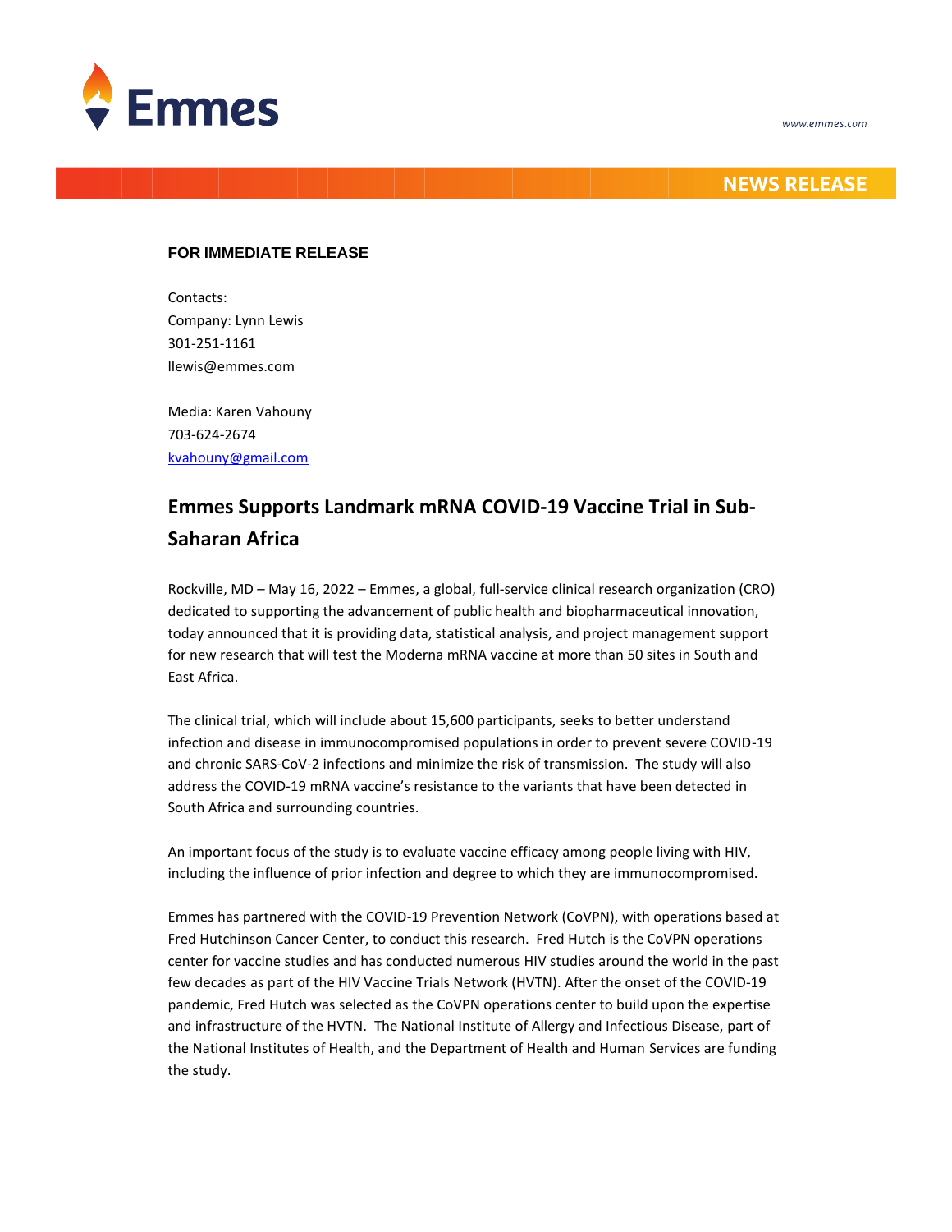Emmes

www.emmes.com

NEWS RELEASE

**FOR IMMEDIATE RELEASE**

Contacts:
Company: Lynn Lewis
301-251-1161
llewis@emmes.com

Media: Karen Vahouny
703-624-2674
kvahouny@gmail.com

# Emmes Supports Landmark mRNA COVID-19 Vaccine Trial in Sub-Saharan Africa

Rockville, MD – May 16, 2022 – Emmes, a global, full-service clinical research organization (CRO) dedicated to supporting the advancement of public health and biopharmaceutical innovation, today announced that it is providing data, statistical analysis, and project management support for new research that will test the Moderna mRNA vaccine at more than 50 sites in South and East Africa.

The clinical trial, which will include about 15,600 participants, seeks to better understand infection and disease in immunocompromised populations in order to prevent severe COVID-19 and chronic SARS-CoV-2 infections and minimize the risk of transmission. The study will also address the COVID-19 mRNA vaccine's resistance to the variants that have been detected in South Africa and surrounding countries.

An important focus of the study is to evaluate vaccine efficacy among people living with HIV, including the influence of prior infection and degree to which they are immunocompromised.

Emmes has partnered with the COVID-19 Prevention Network (CoVPN), with operations based at Fred Hutchinson Cancer Center, to conduct this research. Fred Hutch is the CoVPN operations center for vaccine studies and has conducted numerous HIV studies around the world in the past few decades as part of the HIV Vaccine Trials Network (HVTN). After the onset of the COVID-19 pandemic, Fred Hutch was selected as the CoVPN operations center to build upon the expertise and infrastructure of the HVTN. The National Institute of Allergy and Infectious Disease, part of the National Institutes of Health, and the Department of Health and Human Services are funding the study.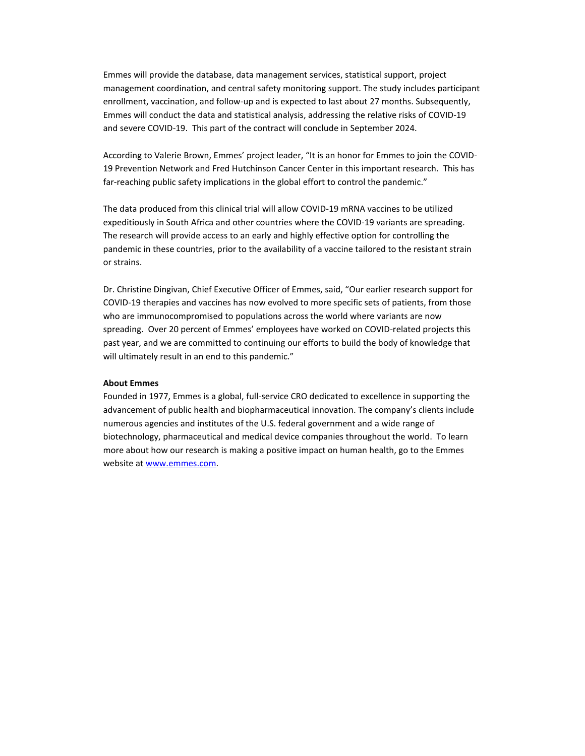Emmes will provide the database, data management services, statistical support, project management coordination, and central safety monitoring support. The study includes participant enrollment, vaccination, and follow-up and is expected to last about 27 months. Subsequently, Emmes will conduct the data and statistical analysis, addressing the relative risks of COVID-19 and severe COVID-19. This part of the contract will conclude in September 2024.

According to Valerie Brown, Emmes' project leader, "It is an honor for Emmes to join the COVID-19 Prevention Network and Fred Hutchinson Cancer Center in this important research. This has far-reaching public safety implications in the global effort to control the pandemic."

The data produced from this clinical trial will allow COVID-19 mRNA vaccines to be utilized expeditiously in South Africa and other countries where the COVID-19 variants are spreading. The research will provide access to an early and highly effective option for controlling the pandemic in these countries, prior to the availability of a vaccine tailored to the resistant strain or strains.

Dr. Christine Dingivan, Chief Executive Officer of Emmes, said, "Our earlier research support for COVID-19 therapies and vaccines has now evolved to more specific sets of patients, from those who are immunocompromised to populations across the world where variants are now spreading. Over 20 percent of Emmes' employees have worked on COVID-related projects this past year, and we are committed to continuing our efforts to build the body of knowledge that will ultimately result in an end to this pandemic."

**About Emmes**

Founded in 1977, Emmes is a global, full-service CRO dedicated to excellence in supporting the advancement of public health and biopharmaceutical innovation. The company's clients include numerous agencies and institutes of the U.S. federal government and a wide range of biotechnology, pharmaceutical and medical device companies throughout the world. To learn more about how our research is making a positive impact on human health, go to the Emmes website at [www.emmes.com](http://www.emmes.com).